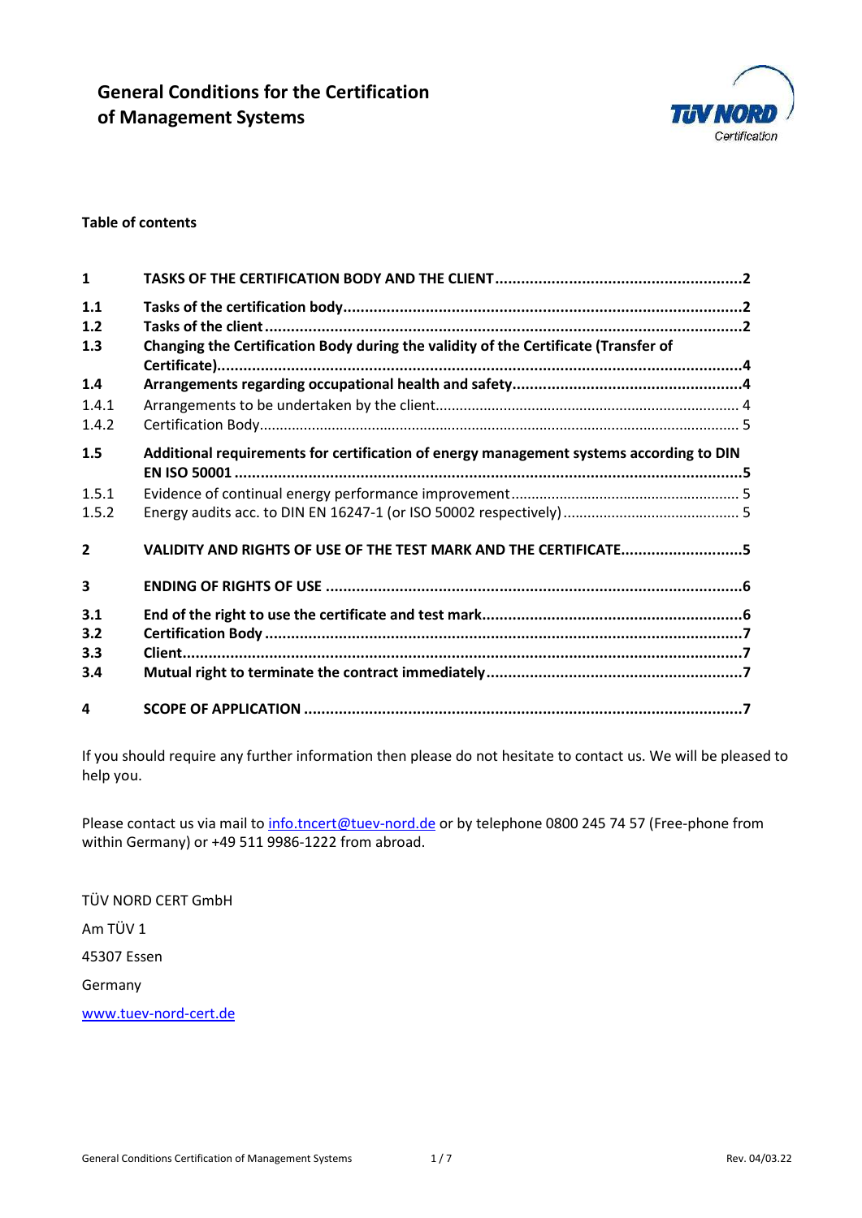# General Conditions for the Certification of Management Systems

**Table of contents**

| | | |
|---|---|---|
| **1** | **TASKS OF THE CERTIFICATION BODY AND THE CLIENT** | **2** |
| **1.1** | **Tasks of the certification body** | **2** |
| **1.2** | **Tasks of the client** | **2** |
| **1.3** | **Changing the Certification Body during the validity of the Certificate (Transfer of Certificate)** | **4** |
| **1.4** | **Arrangements regarding occupational health and safety** | **4** |
| 1.4.1 | Arrangements to be undertaken by the client | 4 |
| 1.4.2 | Certification Body | 5 |
| **1.5** | **Additional requirements for certification of energy management systems according to DIN EN ISO 50001** | **5** |
| 1.5.1 | Evidence of continual energy performance improvement | 5 |
| 1.5.2 | Energy audits acc. to DIN EN 16247-1 (or ISO 50002 respectively) | 5 |
| **2** | **VALIDITY AND RIGHTS OF USE OF THE TEST MARK AND THE CERTIFICATE** | **5** |
| **3** | **ENDING OF RIGHTS OF USE** | **6** |
| **3.1** | **End of the right to use the certificate and test mark** | **6** |
| **3.2** | **Certification Body** | **7** |
| **3.3** | **Client** | **7** |
| **3.4** | **Mutual right to terminate the contract immediately** | **7** |
| **4** | **SCOPE OF APPLICATION** | **7** |

If you should require any further information then please do not hesitate to contact us. We will be pleased to help you.

Please contact us via mail to info.tncert@tuev-nord.de or by telephone 0800 245 74 57 (Free-phone from within Germany) or +49 511 9986-1222 from abroad.

TÜV NORD CERT GmbH

Am TÜV 1

45307 Essen

Germany

www.tuev-nord-cert.de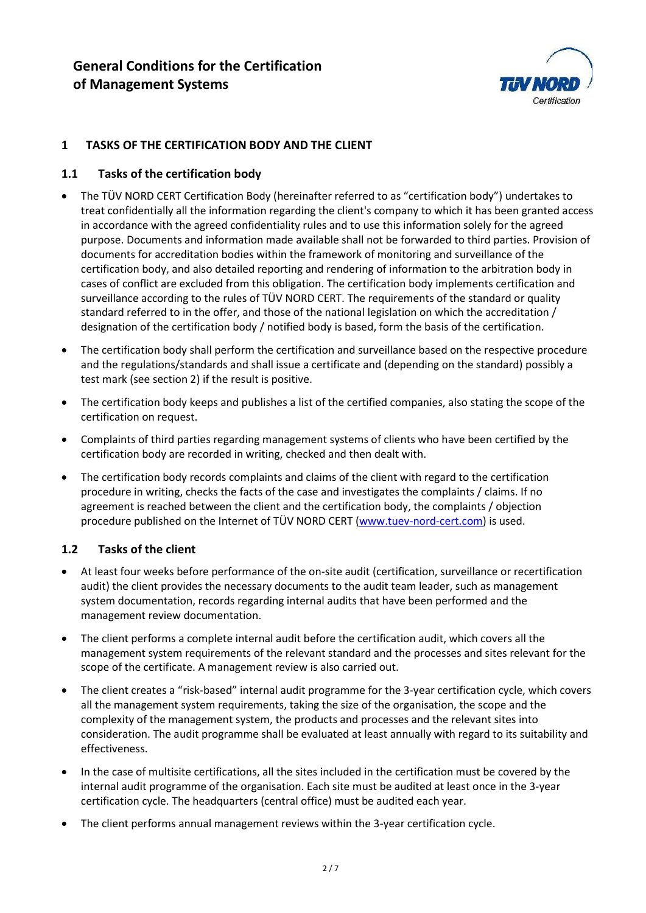# General Conditions for the Certification of Management Systems

## 1 TASKS OF THE CERTIFICATION BODY AND THE CLIENT

### 1.1 Tasks of the certification body

- The TÜV NORD CERT Certification Body (hereinafter referred to as "certification body") undertakes to treat confidentially all the information regarding the client's company to which it has been granted access in accordance with the agreed confidentiality rules and to use this information solely for the agreed purpose. Documents and information made available shall not be forwarded to third parties. Provision of documents for accreditation bodies within the framework of monitoring and surveillance of the certification body, and also detailed reporting and rendering of information to the arbitration body in cases of conflict are excluded from this obligation. The certification body implements certification and surveillance according to the rules of TÜV NORD CERT. The requirements of the standard or quality standard referred to in the offer, and those of the national legislation on which the accreditation / designation of the certification body / notified body is based, form the basis of the certification.
- The certification body shall perform the certification and surveillance based on the respective procedure and the regulations/standards and shall issue a certificate and (depending on the standard) possibly a test mark (see section 2) if the result is positive.
- The certification body keeps and publishes a list of the certified companies, also stating the scope of the certification on request.
- Complaints of third parties regarding management systems of clients who have been certified by the certification body are recorded in writing, checked and then dealt with.
- The certification body records complaints and claims of the client with regard to the certification procedure in writing, checks the facts of the case and investigates the complaints / claims. If no agreement is reached between the client and the certification body, the complaints / objection procedure published on the Internet of TÜV NORD CERT (www.tuev-nord-cert.com) is used.

### 1.2 Tasks of the client

- At least four weeks before performance of the on-site audit (certification, surveillance or recertification audit) the client provides the necessary documents to the audit team leader, such as management system documentation, records regarding internal audits that have been performed and the management review documentation.
- The client performs a complete internal audit before the certification audit, which covers all the management system requirements of the relevant standard and the processes and sites relevant for the scope of the certificate. A management review is also carried out.
- The client creates a "risk-based" internal audit programme for the 3-year certification cycle, which covers all the management system requirements, taking the size of the organisation, the scope and the complexity of the management system, the products and processes and the relevant sites into consideration. The audit programme shall be evaluated at least annually with regard to its suitability and effectiveness.
- In the case of multisite certifications, all the sites included in the certification must be covered by the internal audit programme of the organisation. Each site must be audited at least once in the 3-year certification cycle. The headquarters (central office) must be audited each year.
- The client performs annual management reviews within the 3-year certification cycle.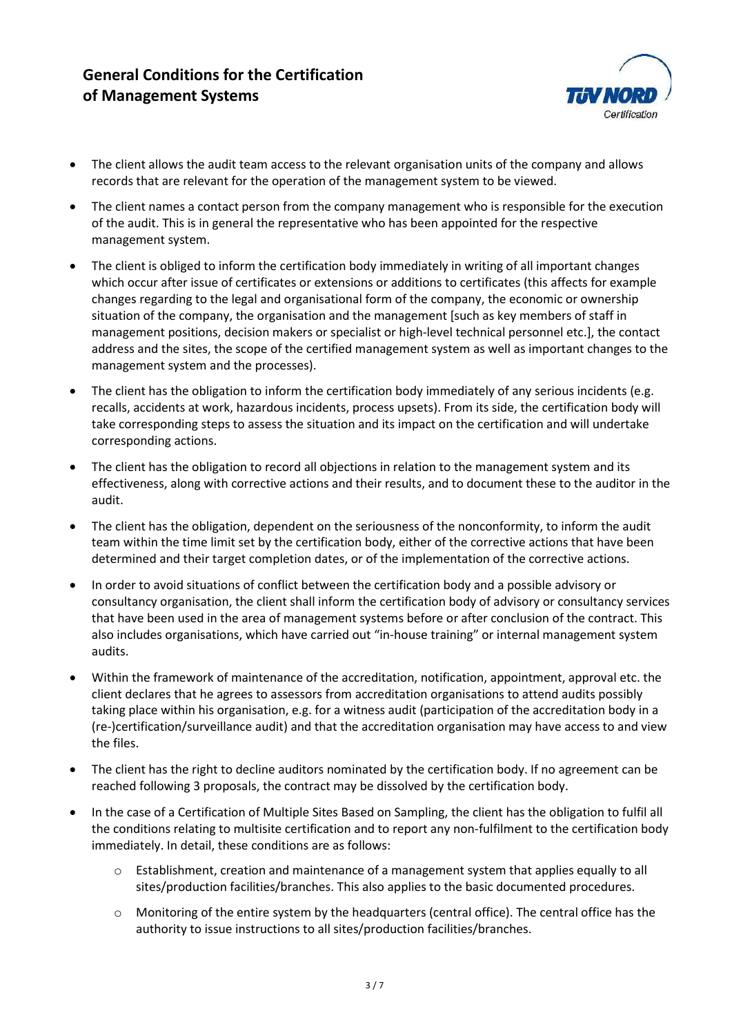- The client allows the audit team access to the relevant organisation units of the company and allows records that are relevant for the operation of the management system to be viewed.
- The client names a contact person from the company management who is responsible for the execution of the audit. This is in general the representative who has been appointed for the respective management system.
- The client is obliged to inform the certification body immediately in writing of all important changes which occur after issue of certificates or extensions or additions to certificates (this affects for example changes regarding to the legal and organisational form of the company, the economic or ownership situation of the company, the organisation and the management [such as key members of staff in management positions, decision makers or specialist or high-level technical personnel etc.], the contact address and the sites, the scope of the certified management system as well as important changes to the management system and the processes).
- The client has the obligation to inform the certification body immediately of any serious incidents (e.g. recalls, accidents at work, hazardous incidents, process upsets). From its side, the certification body will take corresponding steps to assess the situation and its impact on the certification and will undertake corresponding actions.
- The client has the obligation to record all objections in relation to the management system and its effectiveness, along with corrective actions and their results, and to document these to the auditor in the audit.
- The client has the obligation, dependent on the seriousness of the nonconformity, to inform the audit team within the time limit set by the certification body, either of the corrective actions that have been determined and their target completion dates, or of the implementation of the corrective actions.
- In order to avoid situations of conflict between the certification body and a possible advisory or consultancy organisation, the client shall inform the certification body of advisory or consultancy services that have been used in the area of management systems before or after conclusion of the contract. This also includes organisations, which have carried out "in-house training" or internal management system audits.
- Within the framework of maintenance of the accreditation, notification, appointment, approval etc. the client declares that he agrees to assessors from accreditation organisations to attend audits possibly taking place within his organisation, e.g. for a witness audit (participation of the accreditation body in a (re-)certification/surveillance audit) and that the accreditation organisation may have access to and view the files.
- The client has the right to decline auditors nominated by the certification body. If no agreement can be reached following 3 proposals, the contract may be dissolved by the certification body.
- In the case of a Certification of Multiple Sites Based on Sampling, the client has the obligation to fulfil all the conditions relating to multisite certification and to report any non-fulfilment to the certification body immediately. In detail, these conditions are as follows:
  - Establishment, creation and maintenance of a management system that applies equally to all sites/production facilities/branches. This also applies to the basic documented procedures.
  - Monitoring of the entire system by the headquarters (central office). The central office has the authority to issue instructions to all sites/production facilities/branches.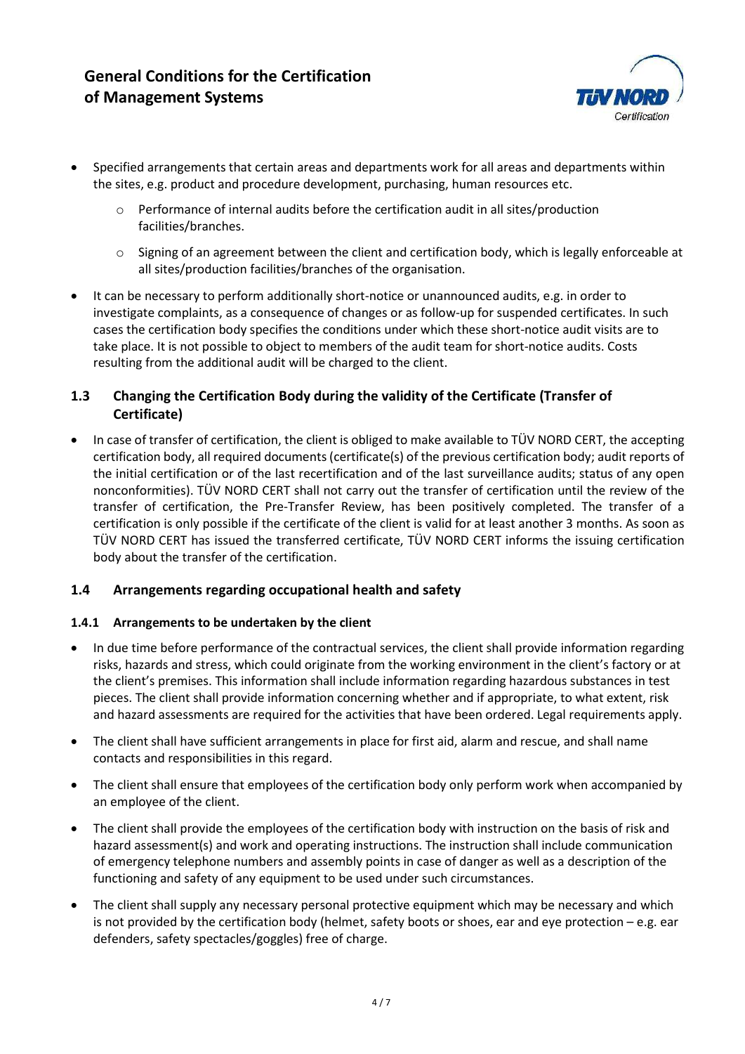- Specified arrangements that certain areas and departments work for all areas and departments within the sites, e.g. product and procedure development, purchasing, human resources etc.
  - Performance of internal audits before the certification audit in all sites/production facilities/branches.
  - Signing of an agreement between the client and certification body, which is legally enforceable at all sites/production facilities/branches of the organisation.
- It can be necessary to perform additionally short-notice or unannounced audits, e.g. in order to investigate complaints, as a consequence of changes or as follow-up for suspended certificates. In such cases the certification body specifies the conditions under which these short-notice audit visits are to take place. It is not possible to object to members of the audit team for short-notice audits. Costs resulting from the additional audit will be charged to the client.

## 1.3 Changing the Certification Body during the validity of the Certificate (Transfer of Certificate)

- In case of transfer of certification, the client is obliged to make available to TÜV NORD CERT, the accepting certification body, all required documents (certificate(s) of the previous certification body; audit reports of the initial certification or of the last recertification and of the last surveillance audits; status of any open nonconformities). TÜV NORD CERT shall not carry out the transfer of certification until the review of the transfer of certification, the Pre-Transfer Review, has been positively completed. The transfer of a certification is only possible if the certificate of the client is valid for at least another 3 months. As soon as TÜV NORD CERT has issued the transferred certificate, TÜV NORD CERT informs the issuing certification body about the transfer of the certification.

## 1.4 Arrangements regarding occupational health and safety

### 1.4.1 Arrangements to be undertaken by the client

- In due time before performance of the contractual services, the client shall provide information regarding risks, hazards and stress, which could originate from the working environment in the client's factory or at the client's premises. This information shall include information regarding hazardous substances in test pieces. The client shall provide information concerning whether and if appropriate, to what extent, risk and hazard assessments are required for the activities that have been ordered. Legal requirements apply.
- The client shall have sufficient arrangements in place for first aid, alarm and rescue, and shall name contacts and responsibilities in this regard.
- The client shall ensure that employees of the certification body only perform work when accompanied by an employee of the client.
- The client shall provide the employees of the certification body with instruction on the basis of risk and hazard assessment(s) and work and operating instructions. The instruction shall include communication of emergency telephone numbers and assembly points in case of danger as well as a description of the functioning and safety of any equipment to be used under such circumstances.
- The client shall supply any necessary personal protective equipment which may be necessary and which is not provided by the certification body (helmet, safety boots or shoes, ear and eye protection – e.g. ear defenders, safety spectacles/goggles) free of charge.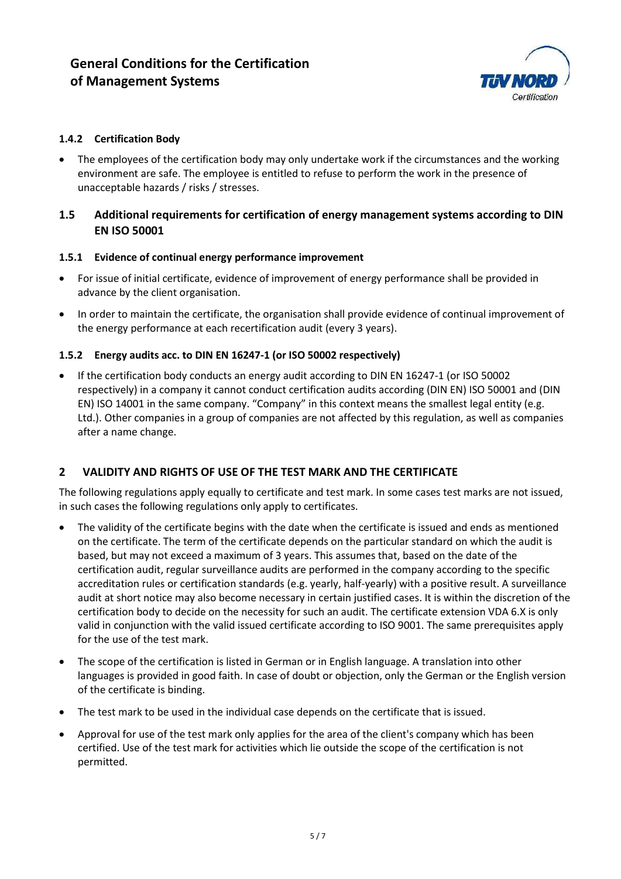#### 1.4.2 Certification Body

- The employees of the certification body may only undertake work if the circumstances and the working environment are safe. The employee is entitled to refuse to perform the work in the presence of unacceptable hazards / risks / stresses.

### 1.5 Additional requirements for certification of energy management systems according to DIN EN ISO 50001

#### 1.5.1 Evidence of continual energy performance improvement

- For issue of initial certificate, evidence of improvement of energy performance shall be provided in advance by the client organisation.
- In order to maintain the certificate, the organisation shall provide evidence of continual improvement of the energy performance at each recertification audit (every 3 years).

#### 1.5.2 Energy audits acc. to DIN EN 16247-1 (or ISO 50002 respectively)

- If the certification body conducts an energy audit according to DIN EN 16247-1 (or ISO 50002 respectively) in a company it cannot conduct certification audits according (DIN EN) ISO 50001 and (DIN EN) ISO 14001 in the same company. "Company" in this context means the smallest legal entity (e.g. Ltd.). Other companies in a group of companies are not affected by this regulation, as well as companies after a name change.

## 2 VALIDITY AND RIGHTS OF USE OF THE TEST MARK AND THE CERTIFICATE

The following regulations apply equally to certificate and test mark. In some cases test marks are not issued, in such cases the following regulations only apply to certificates.

- The validity of the certificate begins with the date when the certificate is issued and ends as mentioned on the certificate. The term of the certificate depends on the particular standard on which the audit is based, but may not exceed a maximum of 3 years. This assumes that, based on the date of the certification audit, regular surveillance audits are performed in the company according to the specific accreditation rules or certification standards (e.g. yearly, half-yearly) with a positive result. A surveillance audit at short notice may also become necessary in certain justified cases. It is within the discretion of the certification body to decide on the necessity for such an audit. The certificate extension VDA 6.X is only valid in conjunction with the valid issued certificate according to ISO 9001. The same prerequisites apply for the use of the test mark.
- The scope of the certification is listed in German or in English language. A translation into other languages is provided in good faith. In case of doubt or objection, only the German or the English version of the certificate is binding.
- The test mark to be used in the individual case depends on the certificate that is issued.
- Approval for use of the test mark only applies for the area of the client's company which has been certified. Use of the test mark for activities which lie outside the scope of the certification is not permitted.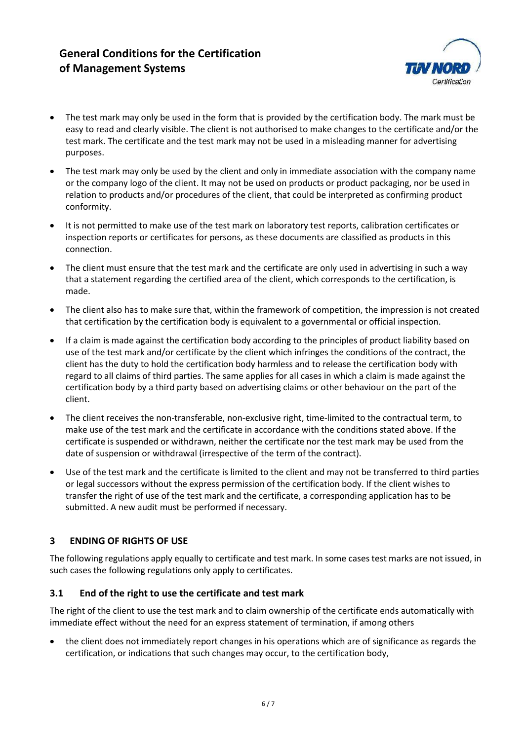- The test mark may only be used in the form that is provided by the certification body. The mark must be easy to read and clearly visible. The client is not authorised to make changes to the certificate and/or the test mark. The certificate and the test mark may not be used in a misleading manner for advertising purposes.
- The test mark may only be used by the client and only in immediate association with the company name or the company logo of the client. It may not be used on products or product packaging, nor be used in relation to products and/or procedures of the client, that could be interpreted as confirming product conformity.
- It is not permitted to make use of the test mark on laboratory test reports, calibration certificates or inspection reports or certificates for persons, as these documents are classified as products in this connection.
- The client must ensure that the test mark and the certificate are only used in advertising in such a way that a statement regarding the certified area of the client, which corresponds to the certification, is made.
- The client also has to make sure that, within the framework of competition, the impression is not created that certification by the certification body is equivalent to a governmental or official inspection.
- If a claim is made against the certification body according to the principles of product liability based on use of the test mark and/or certificate by the client which infringes the conditions of the contract, the client has the duty to hold the certification body harmless and to release the certification body with regard to all claims of third parties. The same applies for all cases in which a claim is made against the certification body by a third party based on advertising claims or other behaviour on the part of the client.
- The client receives the non-transferable, non-exclusive right, time-limited to the contractual term, to make use of the test mark and the certificate in accordance with the conditions stated above. If the certificate is suspended or withdrawn, neither the certificate nor the test mark may be used from the date of suspension or withdrawal (irrespective of the term of the contract).
- Use of the test mark and the certificate is limited to the client and may not be transferred to third parties or legal successors without the express permission of the certification body. If the client wishes to transfer the right of use of the test mark and the certificate, a corresponding application has to be submitted. A new audit must be performed if necessary.

## 3 ENDING OF RIGHTS OF USE

The following regulations apply equally to certificate and test mark. In some cases test marks are not issued, in such cases the following regulations only apply to certificates.

### 3.1 End of the right to use the certificate and test mark

The right of the client to use the test mark and to claim ownership of the certificate ends automatically with immediate effect without the need for an express statement of termination, if among others

- the client does not immediately report changes in his operations which are of significance as regards the certification, or indications that such changes may occur, to the certification body,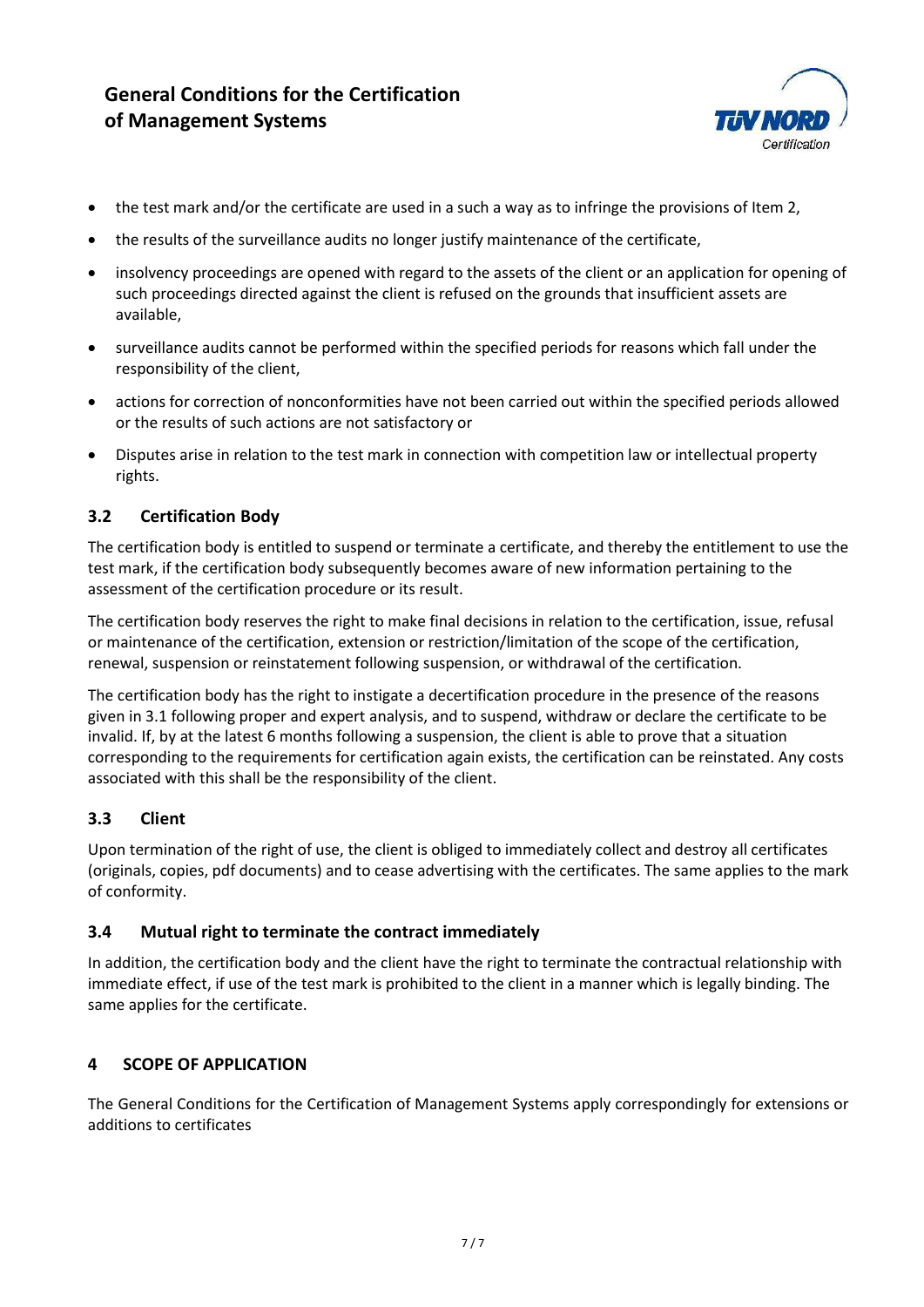- the test mark and/or the certificate are used in a such a way as to infringe the provisions of Item 2,
- the results of the surveillance audits no longer justify maintenance of the certificate,
- insolvency proceedings are opened with regard to the assets of the client or an application for opening of such proceedings directed against the client is refused on the grounds that insufficient assets are available,
- surveillance audits cannot be performed within the specified periods for reasons which fall under the responsibility of the client,
- actions for correction of nonconformities have not been carried out within the specified periods allowed or the results of such actions are not satisfactory or
- Disputes arise in relation to the test mark in connection with competition law or intellectual property rights.

### 3.2 Certification Body

The certification body is entitled to suspend or terminate a certificate, and thereby the entitlement to use the test mark, if the certification body subsequently becomes aware of new information pertaining to the assessment of the certification procedure or its result.

The certification body reserves the right to make final decisions in relation to the certification, issue, refusal or maintenance of the certification, extension or restriction/limitation of the scope of the certification, renewal, suspension or reinstatement following suspension, or withdrawal of the certification.

The certification body has the right to instigate a decertification procedure in the presence of the reasons given in 3.1 following proper and expert analysis, and to suspend, withdraw or declare the certificate to be invalid. If, by at the latest 6 months following a suspension, the client is able to prove that a situation corresponding to the requirements for certification again exists, the certification can be reinstated. Any costs associated with this shall be the responsibility of the client.

### 3.3 Client

Upon termination of the right of use, the client is obliged to immediately collect and destroy all certificates (originals, copies, pdf documents) and to cease advertising with the certificates. The same applies to the mark of conformity.

### 3.4 Mutual right to terminate the contract immediately

In addition, the certification body and the client have the right to terminate the contractual relationship with immediate effect, if use of the test mark is prohibited to the client in a manner which is legally binding. The same applies for the certificate.

## 4 SCOPE OF APPLICATION

The General Conditions for the Certification of Management Systems apply correspondingly for extensions or additions to certificates